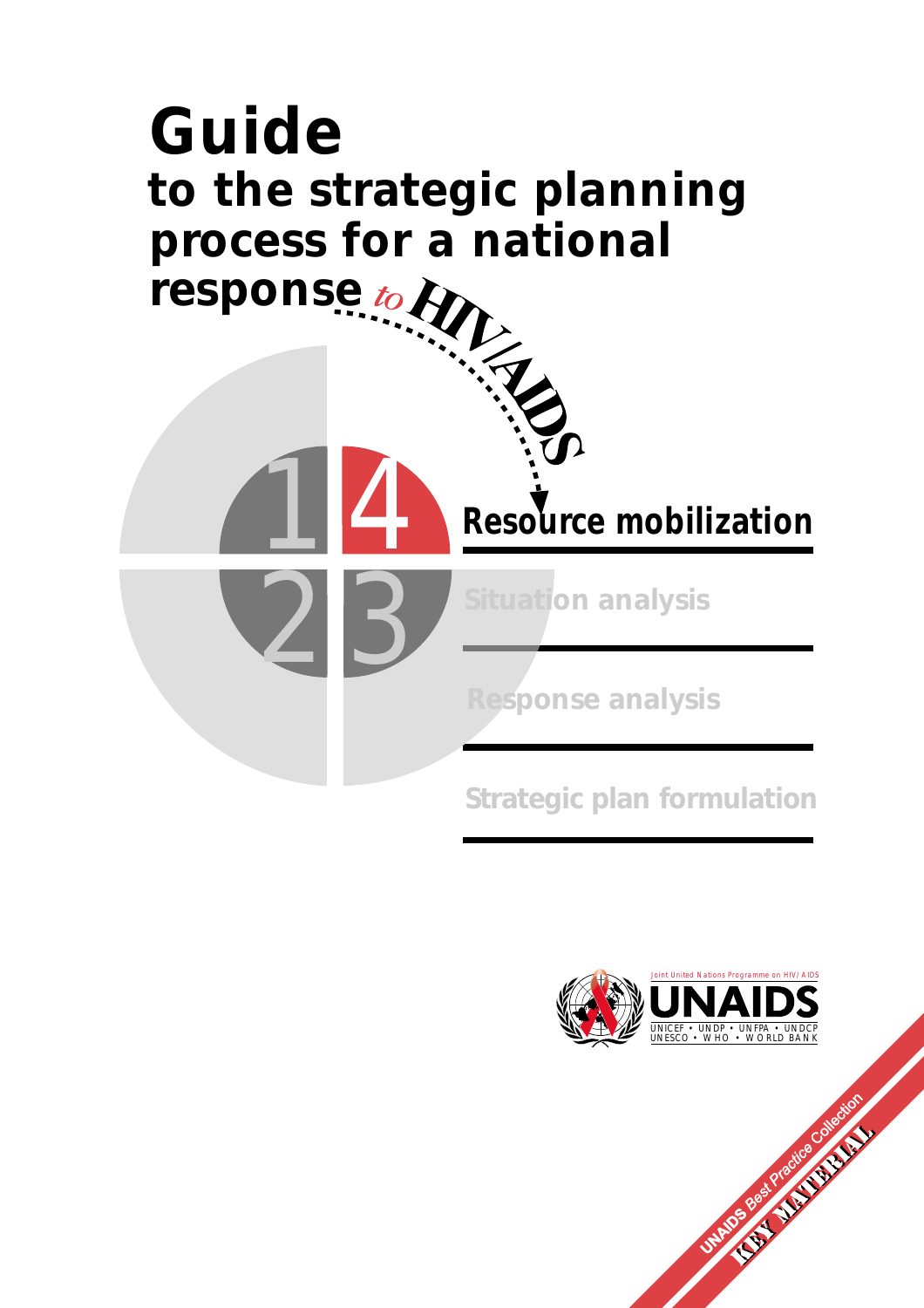# Guide

## to the strategic planning process for a national response *to* HIV/AIDS

1 4 2 3

**Resource mobilization**

Situation analysis

Response analysis

Strategic plan formulation

Joint United Nations Programme on HIV/AIDS

UNAIDS

UNICEF • UNDP • UNFPA • UNDCP
UNESCO • WHO • WORLD BANK

UNAIDS Best Practice Collection

KEY MATERIAL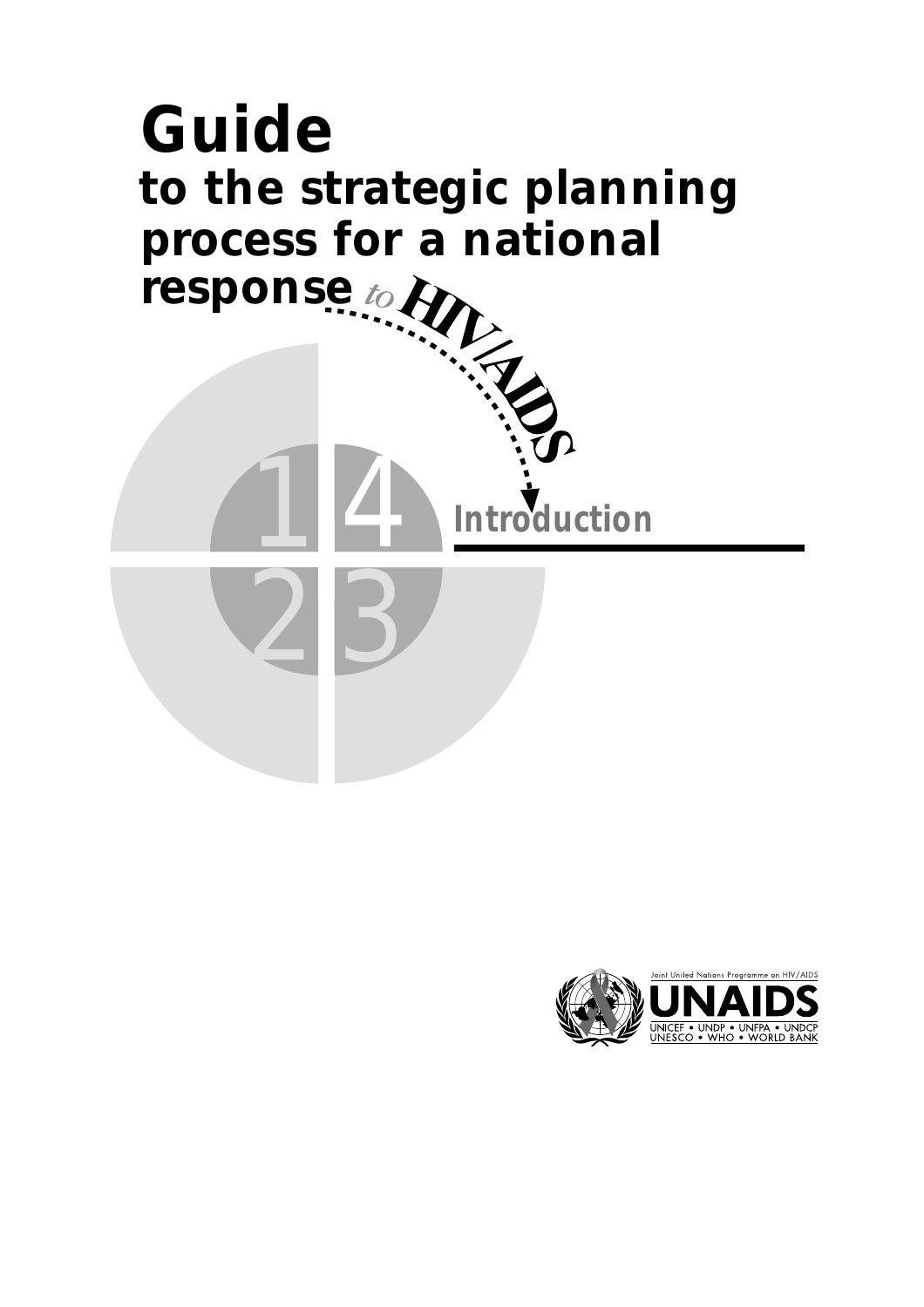# Guide

## to the strategic planning process for a national response to HIV/AIDS

1 4
2 3

### Introduction

Joint United Nations Programme on HIV/AIDS

UNAIDS

UNICEF • UNDP • UNFPA • UNDCP
UNESCO • WHO • WORLD BANK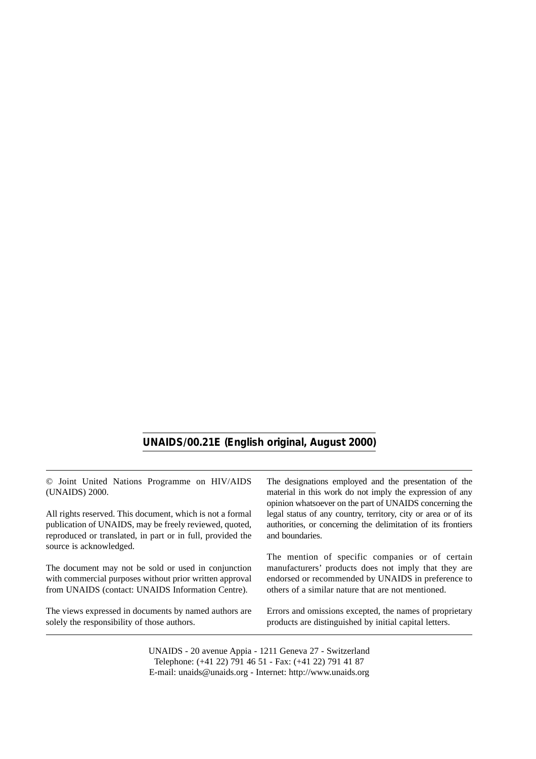**UNAIDS/00.21E (English original, August 2000)**

---

© Joint United Nations Programme on HIV/AIDS (UNAIDS) 2000.

All rights reserved. This document, which is not a formal publication of UNAIDS, may be freely reviewed, quoted, reproduced or translated, in part or in full, provided the source is acknowledged.

The document may not be sold or used in conjunction with commercial purposes without prior written approval from UNAIDS (contact: UNAIDS Information Centre).

The views expressed in documents by named authors are solely the responsibility of those authors.

The designations employed and the presentation of the material in this work do not imply the expression of any opinion whatsoever on the part of UNAIDS concerning the legal status of any country, territory, city or area or of its authorities, or concerning the delimitation of its frontiers and boundaries.

The mention of specific companies or of certain manufacturers' products does not imply that they are endorsed or recommended by UNAIDS in preference to others of a similar nature that are not mentioned.

Errors and omissions excepted, the names of proprietary products are distinguished by initial capital letters.

---

UNAIDS - 20 avenue Appia - 1211 Geneva 27 - Switzerland
Telephone: (+41 22) 791 46 51 - Fax: (+41 22) 791 41 87
E-mail: unaids@unaids.org - Internet: http://www.unaids.org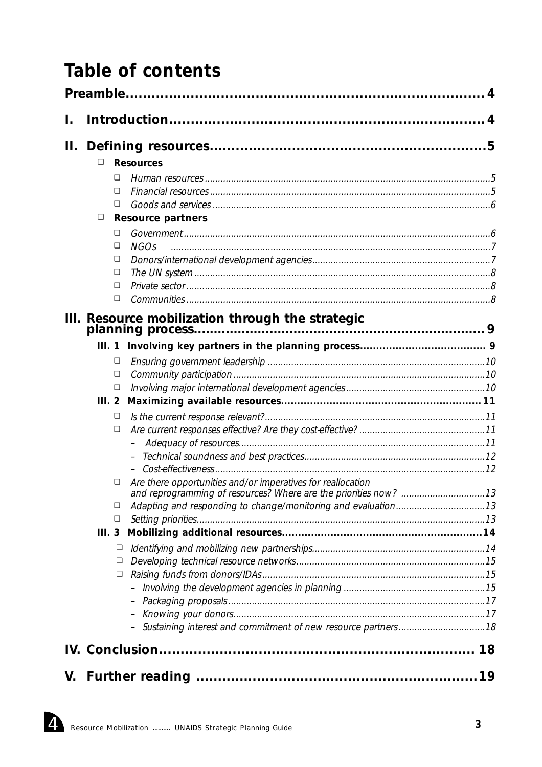# Table of contents

**Preamble** ........................................................................ 4

**I. Introduction** ........................................................................ 4

**II. Defining resources** ........................................................................ 5

- **Resources**
  - *Human resources* ........................................................................ 5
  - *Financial resources* ........................................................................ 5
  - *Goods and services* ........................................................................ 6
- **Resource partners**
  - *Government* ........................................................................ 6
  - *NGOs* ........................................................................ 7
  - *Donors/international development agencies* ........................................................................ 7
  - *The UN system* ........................................................................ 8
  - *Private sector* ........................................................................ 8
  - *Communities* ........................................................................ 8

**III. Resource mobilization through the strategic planning process** ........................................................................ 9

**III. 1 Involving key partners in the planning process** ........................................................................ 9
- *Ensuring government leadership* ........................................................................ 10
- *Community participation* ........................................................................ 10
- *Involving major international development agencies* ........................................................................ 10

**III. 2 Maximizing available resources** ........................................................................ 11
- *Is the current response relevant?* ........................................................................ 11
- *Are current responses effective? Are they cost-effective?* ........................................................................ 11
  - *Adequacy of resources* ........................................................................ 11
  - *Technical soundness and best practices* ........................................................................ 12
  - *Cost-effectiveness* ........................................................................ 12
- *Are there opportunities and/or imperatives for reallocation and reprogramming of resources? Where are the priorities now?* ........................................................................ 13
- *Adapting and responding to change/monitoring and evaluation* ........................................................................ 13
- *Setting priorities* ........................................................................ 13

**III. 3 Mobilizing additional resources** ........................................................................ 14
- *Identifying and mobilizing new partnerships* ........................................................................ 14
- *Developing technical resource networks* ........................................................................ 15
- *Raising funds from donors/IDAs* ........................................................................ 15
  - *Involving the development agencies in planning* ........................................................................ 15
  - *Packaging proposals* ........................................................................ 17
  - *Knowing your donors* ........................................................................ 17
  - *Sustaining interest and commitment of new resource partners* ........................................................................ 18

**IV. Conclusion** ........................................................................ 18

**V. Further reading** ........................................................................ 19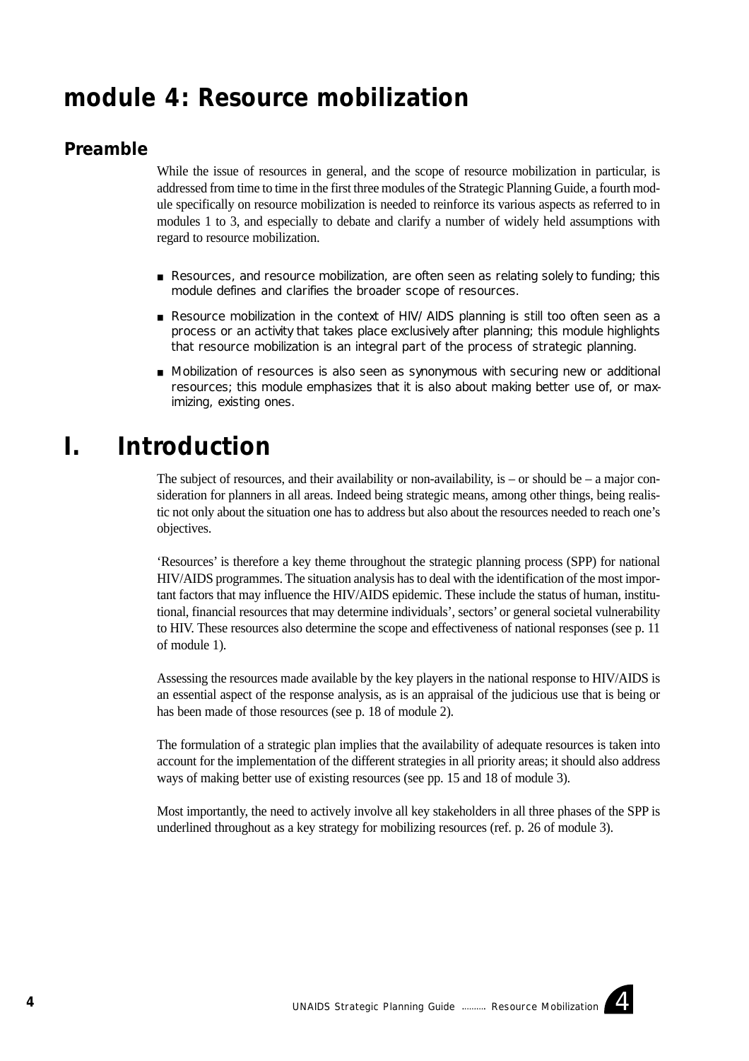# module 4: Resource mobilization

## Preamble

While the issue of resources in general, and the scope of resource mobilization in particular, is addressed from time to time in the first three modules of the Strategic Planning Guide, a fourth module specifically on resource mobilization is needed to reinforce its various aspects as referred to in modules 1 to 3, and especially to debate and clarify a number of widely held assumptions with regard to resource mobilization.

- Resources, and resource mobilization, are often seen as relating solely to funding; this module defines and clarifies the broader scope of resources.
- Resource mobilization in the context of HIV/AIDS planning is still too often seen as a process or an activity that takes place exclusively after planning; this module highlights that resource mobilization is an integral part of the process of strategic planning.
- Mobilization of resources is also seen as synonymous with securing new or additional resources; this module emphasizes that it is also about making better use of, or maximizing, existing ones.

# I. Introduction

The subject of resources, and their availability or non-availability, is – or should be – a major consideration for planners in all areas. Indeed being strategic means, among other things, being realistic not only about the situation one has to address but also about the resources needed to reach one's objectives.

'Resources' is therefore a key theme throughout the strategic planning process (SPP) for national HIV/AIDS programmes. The situation analysis has to deal with the identification of the most important factors that may influence the HIV/AIDS epidemic. These include the status of human, institutional, financial resources that may determine individuals', sectors' or general societal vulnerability to HIV. These resources also determine the scope and effectiveness of national responses (see p. 11 of module 1).

Assessing the resources made available by the key players in the national response to HIV/AIDS is an essential aspect of the response analysis, as is an appraisal of the judicious use that is being or has been made of those resources (see p. 18 of module 2).

The formulation of a strategic plan implies that the availability of adequate resources is taken into account for the implementation of the different strategies in all priority areas; it should also address ways of making better use of existing resources (see pp. 15 and 18 of module 3).

Most importantly, the need to actively involve all key stakeholders in all three phases of the SPP is underlined throughout as a key strategy for mobilizing resources (ref. p. 26 of module 3).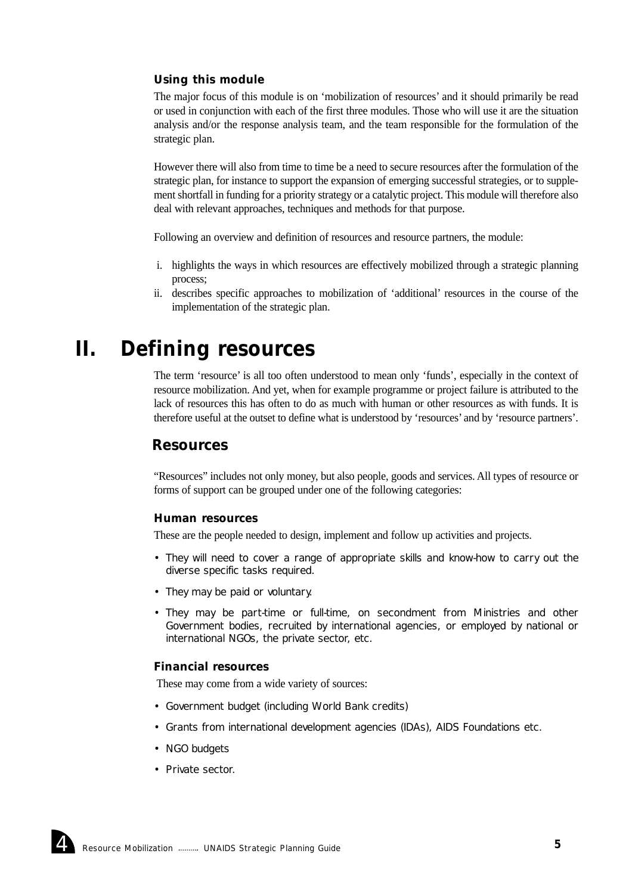### Using this module

The major focus of this module is on 'mobilization of resources' and it should primarily be read or used in conjunction with each of the first three modules. Those who will use it are the situation analysis and/or the response analysis team, and the team responsible for the formulation of the strategic plan.

However there will also from time to time be a need to secure resources after the formulation of the strategic plan, for instance to support the expansion of emerging successful strategies, or to supplement shortfall in funding for a priority strategy or a catalytic project. This module will therefore also deal with relevant approaches, techniques and methods for that purpose.

Following an overview and definition of resources and resource partners, the module:

i. highlights the ways in which resources are effectively mobilized through a strategic planning process;
ii. describes specific approaches to mobilization of 'additional' resources in the course of the implementation of the strategic plan.

# II. Defining resources

The term 'resource' is all too often understood to mean only 'funds', especially in the context of resource mobilization. And yet, when for example programme or project failure is attributed to the lack of resources this has often to do as much with human or other resources as with funds. It is therefore useful at the outset to define what is understood by 'resources' and by 'resource partners'.

## Resources

"Resources" includes not only money, but also people, goods and services. All types of resource or forms of support can be grouped under one of the following categories:

### Human resources

These are the people needed to design, implement and follow up activities and projects.

- They will need to cover a range of appropriate skills and know-how to carry out the diverse specific tasks required.
- They may be paid or voluntary.
- They may be part-time or full-time, on secondment from Ministries and other Government bodies, recruited by international agencies, or employed by national or international NGOs, the private sector, etc.

### Financial resources

These may come from a wide variety of sources:

- Government budget (including World Bank credits)
- Grants from international development agencies (IDAs), AIDS Foundations etc.
- NGO budgets
- Private sector.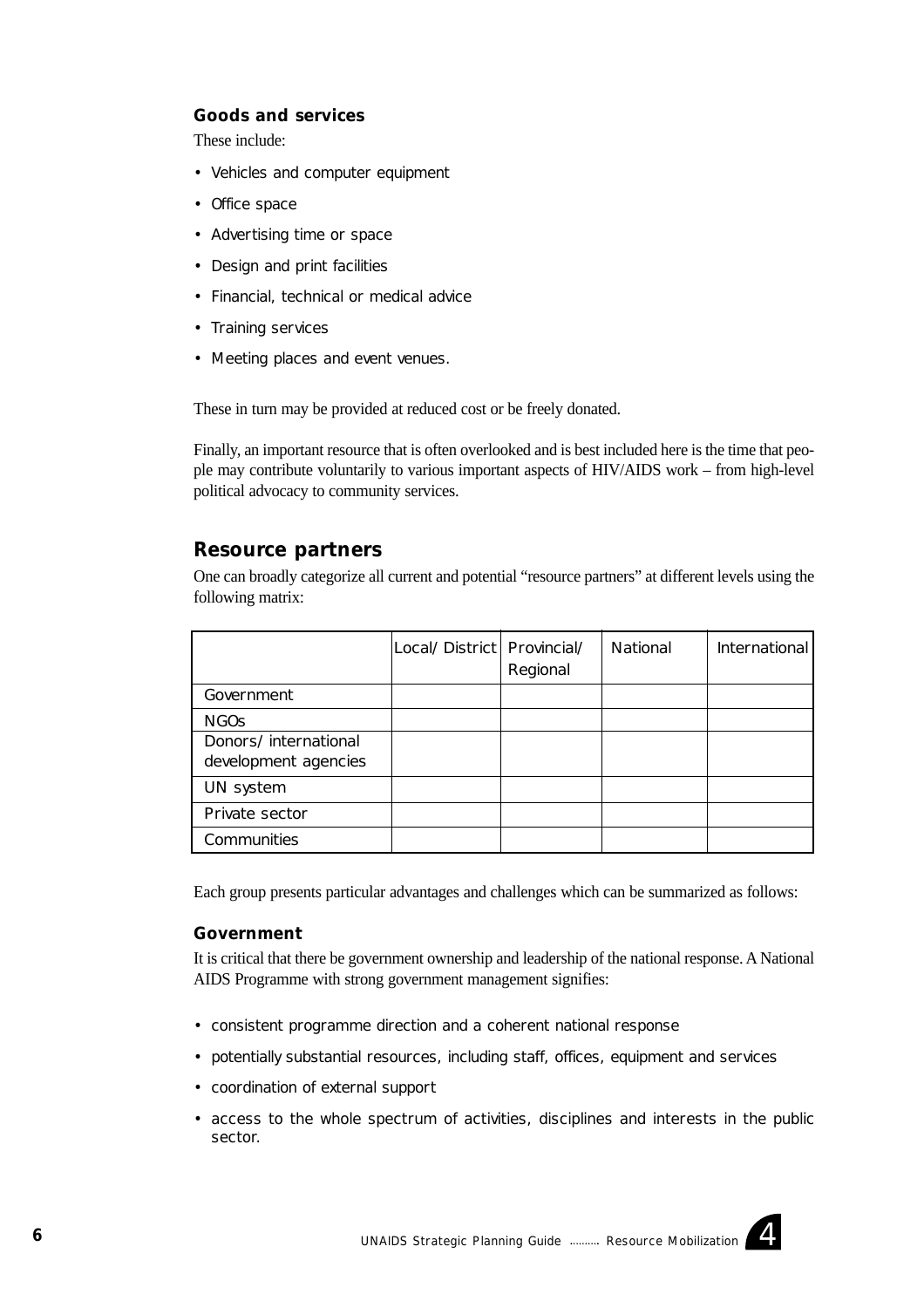### Goods and services

These include:

- Vehicles and computer equipment
- Office space
- Advertising time or space
- Design and print facilities
- Financial, technical or medical advice
- Training services
- Meeting places and event venues.

These in turn may be provided at reduced cost or be freely donated.

Finally, an important resource that is often overlooked and is best included here is the time that people may contribute voluntarily to various important aspects of HIV/AIDS work – from high-level political advocacy to community services.

## Resource partners

One can broadly categorize all current and potential "resource partners" at different levels using the following matrix:

| | Local/ District | Provincial/ Regional | National | International |
|---|---|---|---|---|
| Government | | | | |
| NGOs | | | | |
| Donors/ international development agencies | | | | |
| UN system | | | | |
| Private sector | | | | |
| Communities | | | | |

Each group presents particular advantages and challenges which can be summarized as follows:

### Government

It is critical that there be government ownership and leadership of the national response. A National AIDS Programme with strong government management signifies:

- consistent programme direction and a coherent national response
- potentially substantial resources, including staff, offices, equipment and services
- coordination of external support
- access to the whole spectrum of activities, disciplines and interests in the public sector.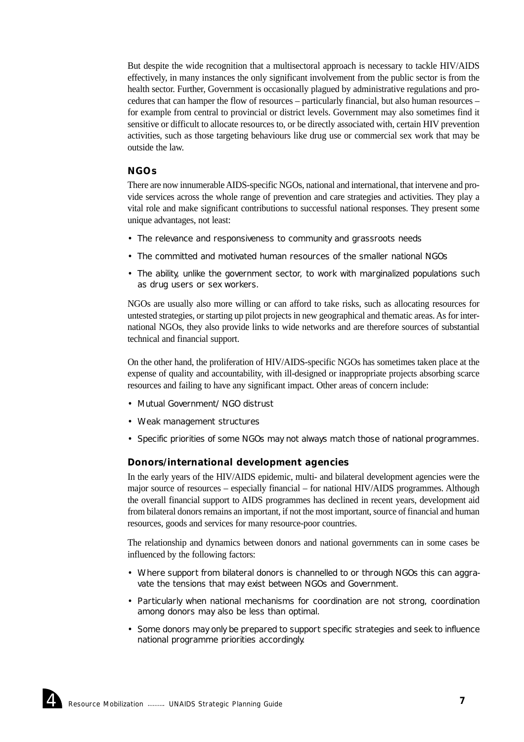But despite the wide recognition that a multisectoral approach is necessary to tackle HIV/AIDS effectively, in many instances the only significant involvement from the public sector is from the health sector. Further, Government is occasionally plagued by administrative regulations and procedures that can hamper the flow of resources – particularly financial, but also human resources – for example from central to provincial or district levels. Government may also sometimes find it sensitive or difficult to allocate resources to, or be directly associated with, certain HIV prevention activities, such as those targeting behaviours like drug use or commercial sex work that may be outside the law.

### NGOs

There are now innumerable AIDS-specific NGOs, national and international, that intervene and provide services across the whole range of prevention and care strategies and activities. They play a vital role and make significant contributions to successful national responses. They present some unique advantages, not least:

- The relevance and responsiveness to community and grassroots needs
- The committed and motivated human resources of the smaller national NGOs
- The ability, unlike the government sector, to work with marginalized populations such as drug users or sex workers.

NGOs are usually also more willing or can afford to take risks, such as allocating resources for untested strategies, or starting up pilot projects in new geographical and thematic areas. As for international NGOs, they also provide links to wide networks and are therefore sources of substantial technical and financial support.

On the other hand, the proliferation of HIV/AIDS-specific NGOs has sometimes taken place at the expense of quality and accountability, with ill-designed or inappropriate projects absorbing scarce resources and failing to have any significant impact. Other areas of concern include:

- Mutual Government/ NGO distrust
- Weak management structures
- Specific priorities of some NGOs may not always match those of national programmes.

### Donors/international development agencies

In the early years of the HIV/AIDS epidemic, multi- and bilateral development agencies were the major source of resources – especially financial – for national HIV/AIDS programmes. Although the overall financial support to AIDS programmes has declined in recent years, development aid from bilateral donors remains an important, if not the most important, source of financial and human resources, goods and services for many resource-poor countries.

The relationship and dynamics between donors and national governments can in some cases be influenced by the following factors:

- Where support from bilateral donors is channelled to or through NGOs this can aggravate the tensions that may exist between NGOs and Government.
- Particularly when national mechanisms for coordination are not strong, coordination among donors may also be less than optimal.
- Some donors may only be prepared to support specific strategies and seek to influence national programme priorities accordingly.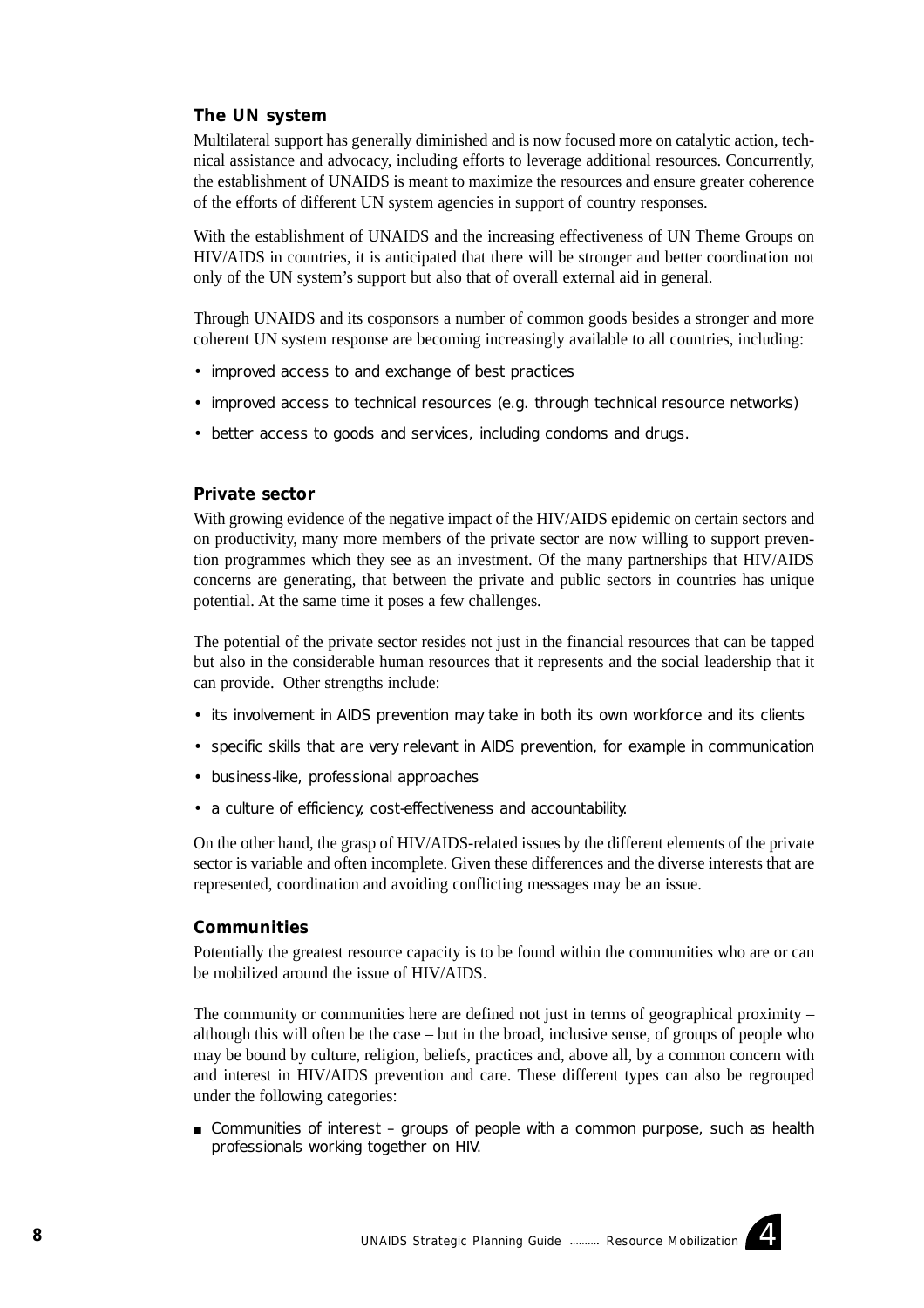### The UN system

Multilateral support has generally diminished and is now focused more on catalytic action, technical assistance and advocacy, including efforts to leverage additional resources. Concurrently, the establishment of UNAIDS is meant to maximize the resources and ensure greater coherence of the efforts of different UN system agencies in support of country responses.

With the establishment of UNAIDS and the increasing effectiveness of UN Theme Groups on HIV/AIDS in countries, it is anticipated that there will be stronger and better coordination not only of the UN system's support but also that of overall external aid in general.

Through UNAIDS and its cosponsors a number of common goods besides a stronger and more coherent UN system response are becoming increasingly available to all countries, including:

- improved access to and exchange of best practices
- improved access to technical resources (e.g. through technical resource networks)
- better access to goods and services, including condoms and drugs.

### Private sector

With growing evidence of the negative impact of the HIV/AIDS epidemic on certain sectors and on productivity, many more members of the private sector are now willing to support prevention programmes which they see as an investment. Of the many partnerships that HIV/AIDS concerns are generating, that between the private and public sectors in countries has unique potential. At the same time it poses a few challenges.

The potential of the private sector resides not just in the financial resources that can be tapped but also in the considerable human resources that it represents and the social leadership that it can provide. Other strengths include:

- its involvement in AIDS prevention may take in both its own workforce and its clients
- specific skills that are very relevant in AIDS prevention, for example in communication
- business-like, professional approaches
- a culture of efficiency, cost-effectiveness and accountability.

On the other hand, the grasp of HIV/AIDS-related issues by the different elements of the private sector is variable and often incomplete. Given these differences and the diverse interests that are represented, coordination and avoiding conflicting messages may be an issue.

### Communities

Potentially the greatest resource capacity is to be found within the communities who are or can be mobilized around the issue of HIV/AIDS.

The community or communities here are defined not just in terms of geographical proximity – although this will often be the case – but in the broad, inclusive sense, of groups of people who may be bound by culture, religion, beliefs, practices and, above all, by a common concern with and interest in HIV/AIDS prevention and care. These different types can also be regrouped under the following categories:

- Communities of interest – groups of people with a common purpose, such as health professionals working together on HIV.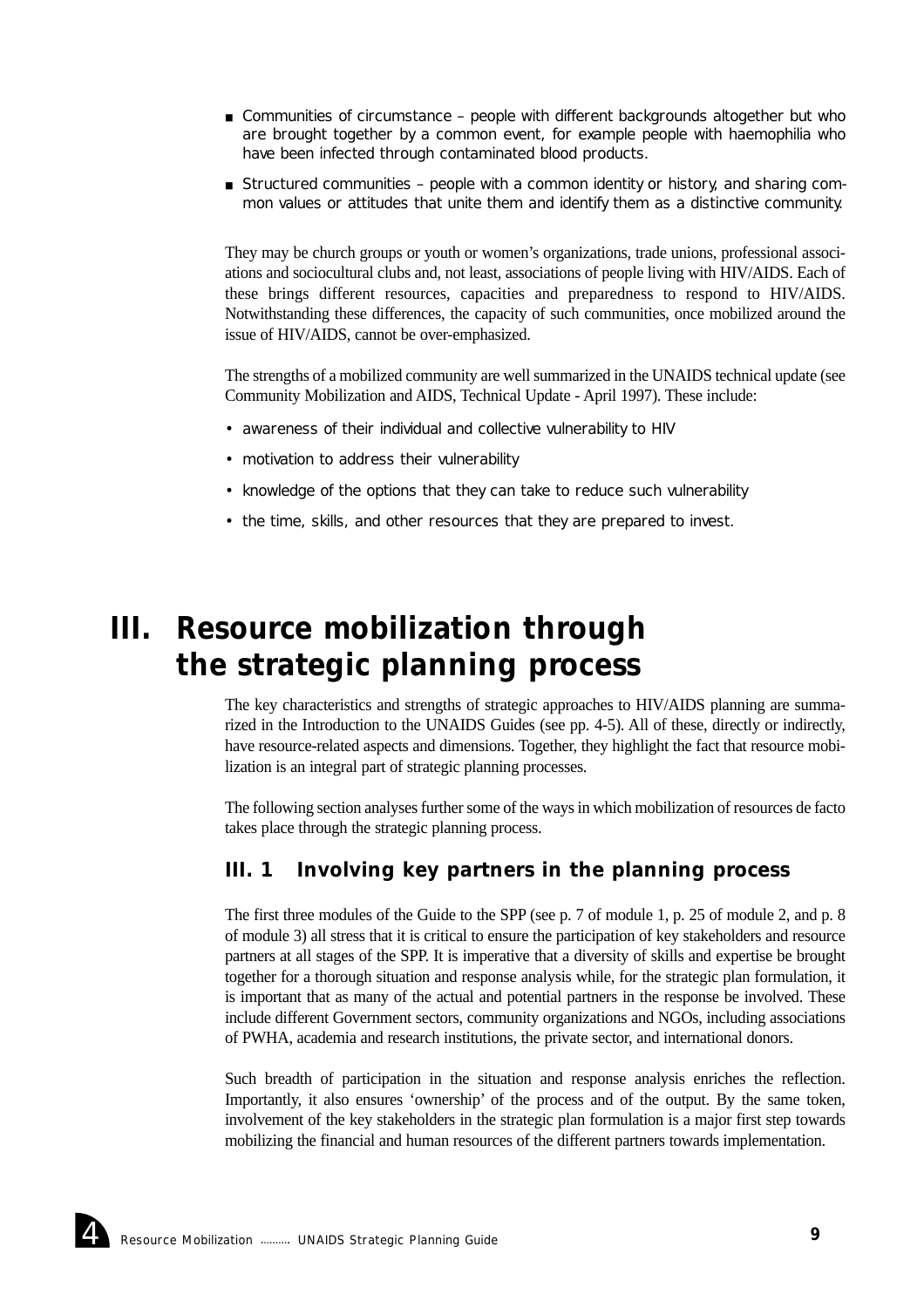- Communities of circumstance – people with different backgrounds altogether but who are brought together by a common event, for example people with haemophilia who have been infected through contaminated blood products.
- Structured communities – people with a common identity or history, and sharing common values or attitudes that unite them and identify them as a distinctive community.

They may be church groups or youth or women's organizations, trade unions, professional associations and sociocultural clubs and, not least, associations of people living with HIV/AIDS. Each of these brings different resources, capacities and preparedness to respond to HIV/AIDS. Notwithstanding these differences, the capacity of such communities, once mobilized around the issue of HIV/AIDS, cannot be over-emphasized.

The strengths of a mobilized community are well summarized in the UNAIDS technical update (see Community Mobilization and AIDS, Technical Update - April 1997). These include:

- awareness of their individual and collective vulnerability to HIV
- motivation to address their vulnerability
- knowledge of the options that they can take to reduce such vulnerability
- the time, skills, and other resources that they are prepared to invest.

# III. Resource mobilization through the strategic planning process

The key characteristics and strengths of strategic approaches to HIV/AIDS planning are summarized in the Introduction to the UNAIDS Guides (see pp. 4-5). All of these, directly or indirectly, have resource-related aspects and dimensions. Together, they highlight the fact that resource mobilization is an integral part of strategic planning processes.

The following section analyses further some of the ways in which mobilization of resources de facto takes place through the strategic planning process.

## III. 1 Involving key partners in the planning process

The first three modules of the Guide to the SPP (see p. 7 of module 1, p. 25 of module 2, and p. 8 of module 3) all stress that it is critical to ensure the participation of key stakeholders and resource partners at all stages of the SPP. It is imperative that a diversity of skills and expertise be brought together for a thorough situation and response analysis while, for the strategic plan formulation, it is important that as many of the actual and potential partners in the response be involved. These include different Government sectors, community organizations and NGOs, including associations of PWHA, academia and research institutions, the private sector, and international donors.

Such breadth of participation in the situation and response analysis enriches the reflection. Importantly, it also ensures 'ownership' of the process and of the output. By the same token, involvement of the key stakeholders in the strategic plan formulation is a major first step towards mobilizing the financial and human resources of the different partners towards implementation.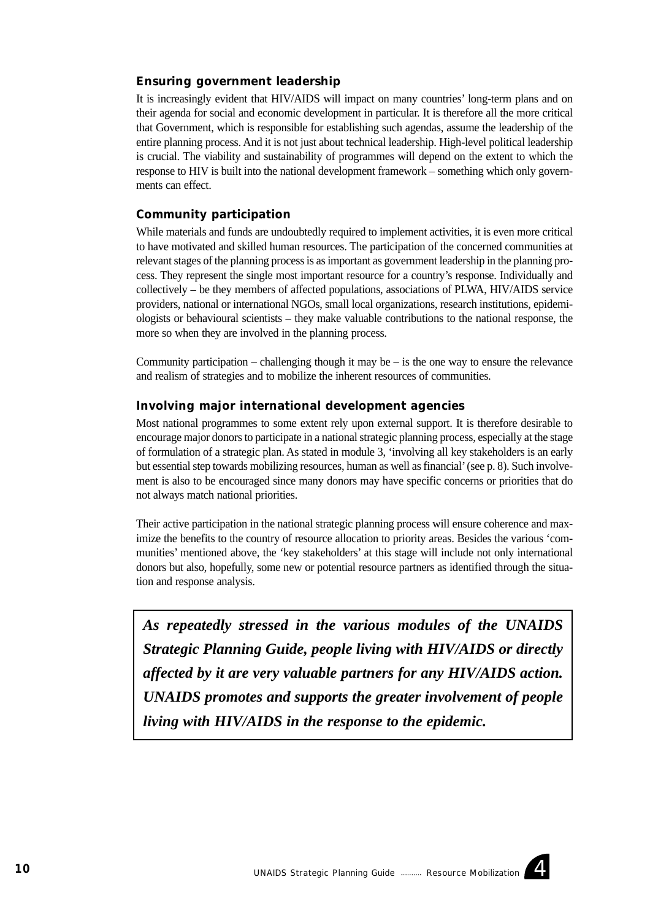### Ensuring government leadership

It is increasingly evident that HIV/AIDS will impact on many countries' long-term plans and on their agenda for social and economic development in particular. It is therefore all the more critical that Government, which is responsible for establishing such agendas, assume the leadership of the entire planning process. And it is not just about technical leadership. High-level political leadership is crucial. The viability and sustainability of programmes will depend on the extent to which the response to HIV is built into the national development framework – something which only governments can effect.

### Community participation

While materials and funds are undoubtedly required to implement activities, it is even more critical to have motivated and skilled human resources. The participation of the concerned communities at relevant stages of the planning process is as important as government leadership in the planning process. They represent the single most important resource for a country's response. Individually and collectively – be they members of affected populations, associations of PLWA, HIV/AIDS service providers, national or international NGOs, small local organizations, research institutions, epidemiologists or behavioural scientists – they make valuable contributions to the national response, the more so when they are involved in the planning process.

Community participation – challenging though it may be – is the one way to ensure the relevance and realism of strategies and to mobilize the inherent resources of communities.

### Involving major international development agencies

Most national programmes to some extent rely upon external support. It is therefore desirable to encourage major donors to participate in a national strategic planning process, especially at the stage of formulation of a strategic plan. As stated in module 3, 'involving all key stakeholders is an early but essential step towards mobilizing resources, human as well as financial' (see p. 8). Such involvement is also to be encouraged since many donors may have specific concerns or priorities that do not always match national priorities.

Their active participation in the national strategic planning process will ensure coherence and maximize the benefits to the country of resource allocation to priority areas. Besides the various 'communities' mentioned above, the 'key stakeholders' at this stage will include not only international donors but also, hopefully, some new or potential resource partners as identified through the situation and response analysis.

> ***As repeatedly stressed in the various modules of the UNAIDS Strategic Planning Guide, people living with HIV/AIDS or directly affected by it are very valuable partners for any HIV/AIDS action. UNAIDS promotes and supports the greater involvement of people living with HIV/AIDS in the response to the epidemic.***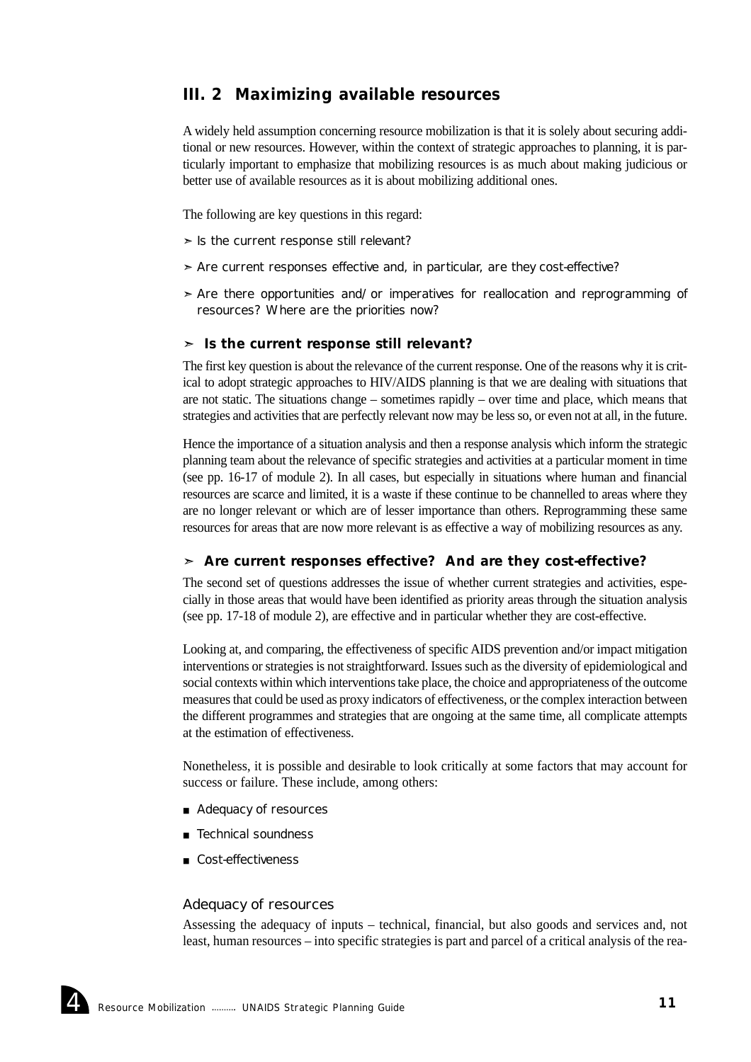## III. 2 Maximizing available resources

A widely held assumption concerning resource mobilization is that it is solely about securing additional or new resources. However, within the context of strategic approaches to planning, it is particularly important to emphasize that mobilizing resources is as much about making judicious or better use of available resources as it is about mobilizing additional ones.

The following are key questions in this regard:

- ➢ Is the current response still relevant?
- ➢ Are current responses effective and, in particular, are they cost-effective?
- ➢ Are there opportunities and/or imperatives for reallocation and reprogramming of resources? Where are the priorities now?

### ➢ Is the current response still relevant?

The first key question is about the relevance of the current response. One of the reasons why it is critical to adopt strategic approaches to HIV/AIDS planning is that we are dealing with situations that are not static. The situations change – sometimes rapidly – over time and place, which means that strategies and activities that are perfectly relevant now may be less so, or even not at all, in the future.

Hence the importance of a situation analysis and then a response analysis which inform the strategic planning team about the relevance of specific strategies and activities at a particular moment in time (see pp. 16-17 of module 2). In all cases, but especially in situations where human and financial resources are scarce and limited, it is a waste if these continue to be channelled to areas where they are no longer relevant or which are of lesser importance than others. Reprogramming these same resources for areas that are now more relevant is as effective a way of mobilizing resources as any.

### ➢ Are current responses effective? And are they cost-effective?

The second set of questions addresses the issue of whether current strategies and activities, especially in those areas that would have been identified as priority areas through the situation analysis (see pp. 17-18 of module 2), are effective and in particular whether they are cost-effective.

Looking at, and comparing, the effectiveness of specific AIDS prevention and/or impact mitigation interventions or strategies is not straightforward. Issues such as the diversity of epidemiological and social contexts within which interventions take place, the choice and appropriateness of the outcome measures that could be used as proxy indicators of effectiveness, or the complex interaction between the different programmes and strategies that are ongoing at the same time, all complicate attempts at the estimation of effectiveness.

Nonetheless, it is possible and desirable to look critically at some factors that may account for success or failure. These include, among others:

- Adequacy of resources
- Technical soundness
- Cost-effectiveness

#### Adequacy of resources

Assessing the adequacy of inputs – technical, financial, but also goods and services and, not least, human resources – into specific strategies is part and parcel of a critical analysis of the rea-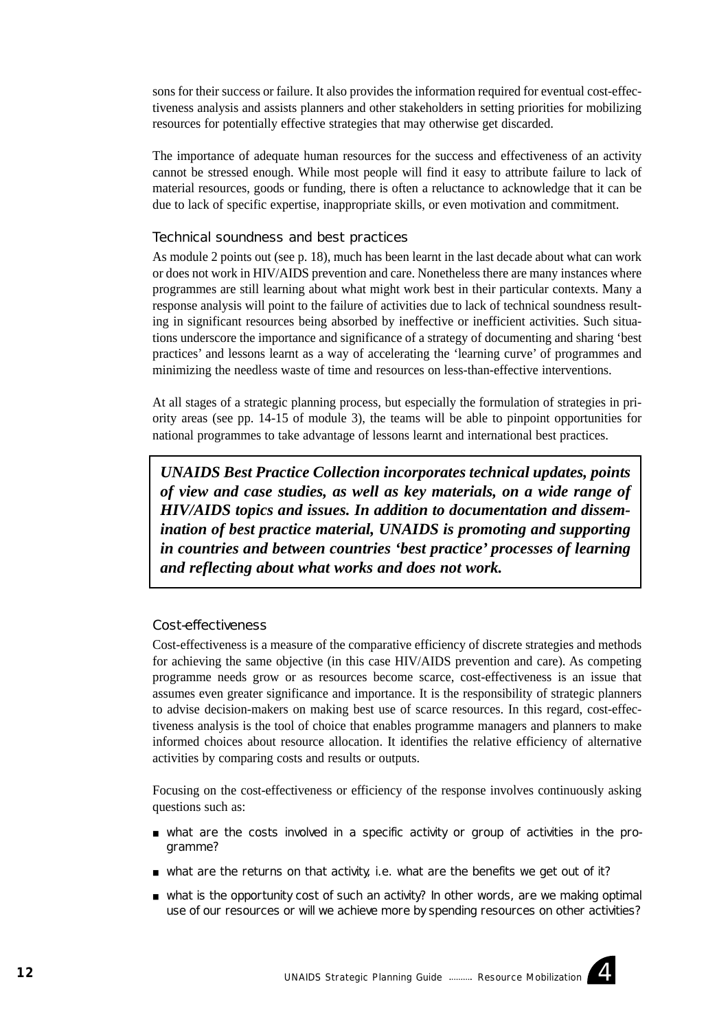sons for their success or failure. It also provides the information required for eventual cost-effectiveness analysis and assists planners and other stakeholders in setting priorities for mobilizing resources for potentially effective strategies that may otherwise get discarded.

The importance of adequate human resources for the success and effectiveness of an activity cannot be stressed enough. While most people will find it easy to attribute failure to lack of material resources, goods or funding, there is often a reluctance to acknowledge that it can be due to lack of specific expertise, inappropriate skills, or even motivation and commitment.

### Technical soundness and best practices

As module 2 points out (see p. 18), much has been learnt in the last decade about what can work or does not work in HIV/AIDS prevention and care. Nonetheless there are many instances where programmes are still learning about what might work best in their particular contexts. Many a response analysis will point to the failure of activities due to lack of technical soundness resulting in significant resources being absorbed by ineffective or inefficient activities. Such situations underscore the importance and significance of a strategy of documenting and sharing 'best practices' and lessons learnt as a way of accelerating the 'learning curve' of programmes and minimizing the needless waste of time and resources on less-than-effective interventions.

At all stages of a strategic planning process, but especially the formulation of strategies in priority areas (see pp. 14-15 of module 3), the teams will be able to pinpoint opportunities for national programmes to take advantage of lessons learnt and international best practices.

> ***UNAIDS Best Practice Collection incorporates technical updates, points of view and case studies, as well as key materials, on a wide range of HIV/AIDS topics and issues. In addition to documentation and dissemination of best practice material, UNAIDS is promoting and supporting in countries and between countries 'best practice' processes of learning and reflecting about what works and does not work.***

### Cost-effectiveness

Cost-effectiveness is a measure of the comparative efficiency of discrete strategies and methods for achieving the same objective (in this case HIV/AIDS prevention and care). As competing programme needs grow or as resources become scarce, cost-effectiveness is an issue that assumes even greater significance and importance. It is the responsibility of strategic planners to advise decision-makers on making best use of scarce resources. In this regard, cost-effectiveness analysis is the tool of choice that enables programme managers and planners to make informed choices about resource allocation. It identifies the relative efficiency of alternative activities by comparing costs and results or outputs.

Focusing on the cost-effectiveness or efficiency of the response involves continuously asking questions such as:

- what are the costs involved in a specific activity or group of activities in the programme?
- what are the returns on that activity, i.e. what are the benefits we get out of it?
- what is the opportunity cost of such an activity? In other words, are we making optimal use of our resources or will we achieve more by spending resources on other activities?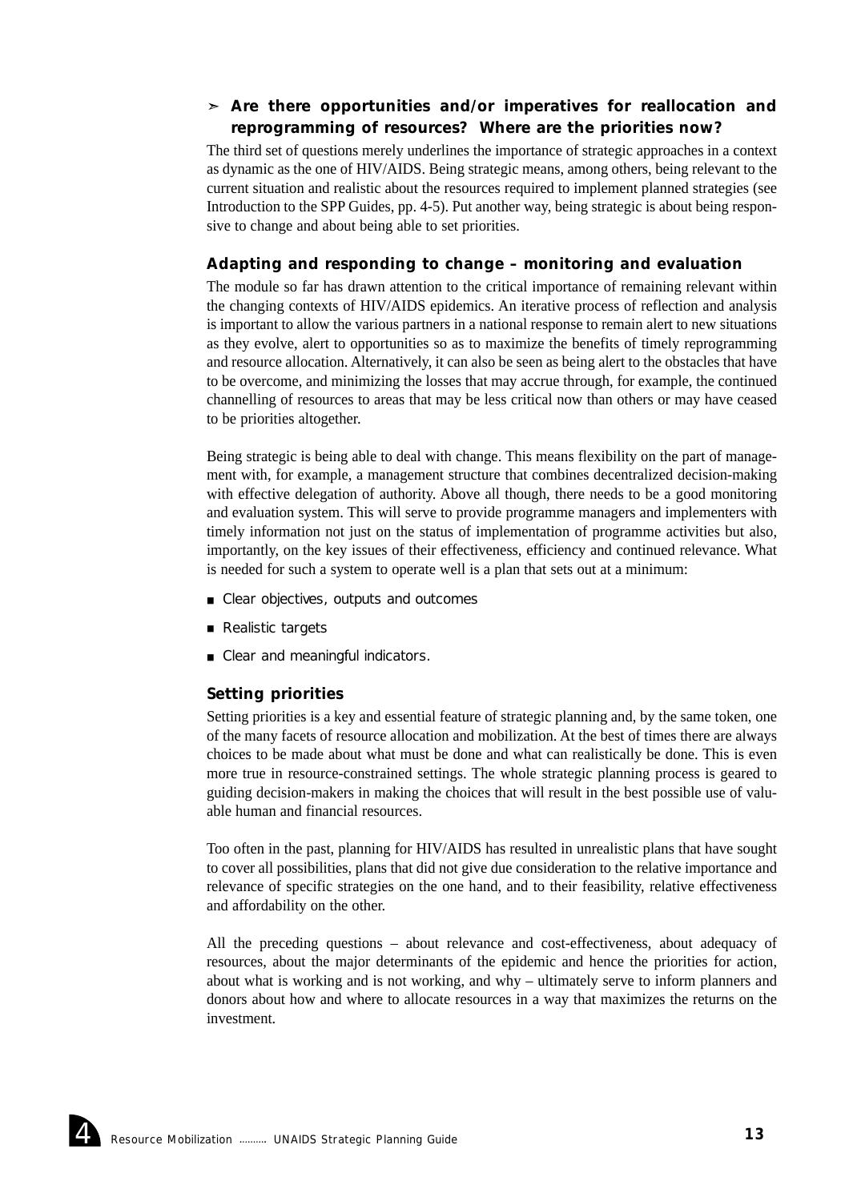➢ **Are there opportunities and/or imperatives for reallocation and reprogramming of resources? Where are the priorities now?**

The third set of questions merely underlines the importance of strategic approaches in a context as dynamic as the one of HIV/AIDS. Being strategic means, among others, being relevant to the current situation and realistic about the resources required to implement planned strategies (see Introduction to the SPP Guides, pp. 4-5). Put another way, being strategic is about being responsive to change and about being able to set priorities.

### Adapting and responding to change – monitoring and evaluation

The module so far has drawn attention to the critical importance of remaining relevant within the changing contexts of HIV/AIDS epidemics. An iterative process of reflection and analysis is important to allow the various partners in a national response to remain alert to new situations as they evolve, alert to opportunities so as to maximize the benefits of timely reprogramming and resource allocation. Alternatively, it can also be seen as being alert to the obstacles that have to be overcome, and minimizing the losses that may accrue through, for example, the continued channelling of resources to areas that may be less critical now than others or may have ceased to be priorities altogether.

Being strategic is being able to deal with change. This means flexibility on the part of management with, for example, a management structure that combines decentralized decision-making with effective delegation of authority. Above all though, there needs to be a good monitoring and evaluation system. This will serve to provide programme managers and implementers with timely information not just on the status of implementation of programme activities but also, importantly, on the key issues of their effectiveness, efficiency and continued relevance. What is needed for such a system to operate well is a plan that sets out at a minimum:

- Clear objectives, outputs and outcomes
- Realistic targets
- Clear and meaningful indicators.

### Setting priorities

Setting priorities is a key and essential feature of strategic planning and, by the same token, one of the many facets of resource allocation and mobilization. At the best of times there are always choices to be made about what must be done and what can realistically be done. This is even more true in resource-constrained settings. The whole strategic planning process is geared to guiding decision-makers in making the choices that will result in the best possible use of valuable human and financial resources.

Too often in the past, planning for HIV/AIDS has resulted in unrealistic plans that have sought to cover all possibilities, plans that did not give due consideration to the relative importance and relevance of specific strategies on the one hand, and to their feasibility, relative effectiveness and affordability on the other.

All the preceding questions – about relevance and cost-effectiveness, about adequacy of resources, about the major determinants of the epidemic and hence the priorities for action, about what is working and is not working, and why – ultimately serve to inform planners and donors about how and where to allocate resources in a way that maximizes the returns on the investment.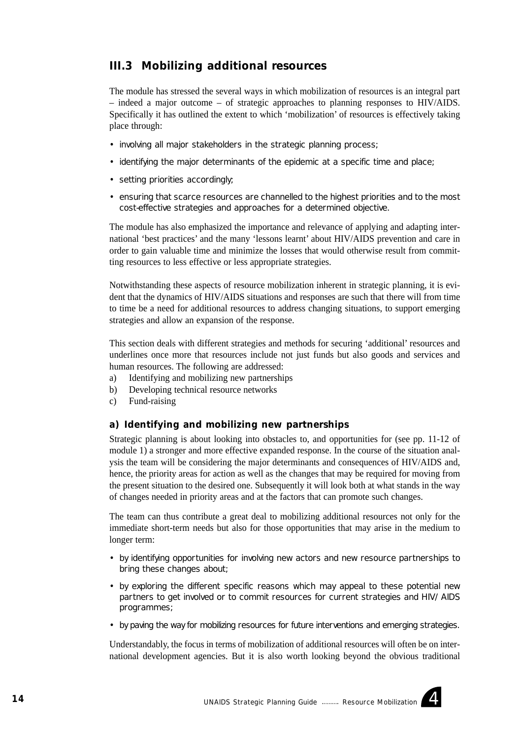## III.3 Mobilizing additional resources

The module has stressed the several ways in which mobilization of resources is an integral part – indeed a major outcome – of strategic approaches to planning responses to HIV/AIDS. Specifically it has outlined the extent to which 'mobilization' of resources is effectively taking place through:

- involving all major stakeholders in the strategic planning process;
- identifying the major determinants of the epidemic at a specific time and place;
- setting priorities accordingly;
- ensuring that scarce resources are channelled to the highest priorities and to the most cost-effective strategies and approaches for a determined objective.

The module has also emphasized the importance and relevance of applying and adapting international 'best practices' and the many 'lessons learnt' about HIV/AIDS prevention and care in order to gain valuable time and minimize the losses that would otherwise result from committing resources to less effective or less appropriate strategies.

Notwithstanding these aspects of resource mobilization inherent in strategic planning, it is evident that the dynamics of HIV/AIDS situations and responses are such that there will from time to time be a need for additional resources to address changing situations, to support emerging strategies and allow an expansion of the response.

This section deals with different strategies and methods for securing 'additional' resources and underlines once more that resources include not just funds but also goods and services and human resources. The following are addressed:

a) Identifying and mobilizing new partnerships
b) Developing technical resource networks
c) Fund-raising

### a) Identifying and mobilizing new partnerships

Strategic planning is about looking into obstacles to, and opportunities for (see pp. 11-12 of module 1) a stronger and more effective expanded response. In the course of the situation analysis the team will be considering the major determinants and consequences of HIV/AIDS and, hence, the priority areas for action as well as the changes that may be required for moving from the present situation to the desired one. Subsequently it will look both at what stands in the way of changes needed in priority areas and at the factors that can promote such changes.

The team can thus contribute a great deal to mobilizing additional resources not only for the immediate short-term needs but also for those opportunities that may arise in the medium to longer term:

- by identifying opportunities for involving new actors and new resource partnerships to bring these changes about;
- by exploring the different specific reasons which may appeal to these potential new partners to get involved or to commit resources for current strategies and HIV/AIDS programmes;
- by paving the way for mobilizing resources for future interventions and emerging strategies.

Understandably, the focus in terms of mobilization of additional resources will often be on international development agencies. But it is also worth looking beyond the obvious traditional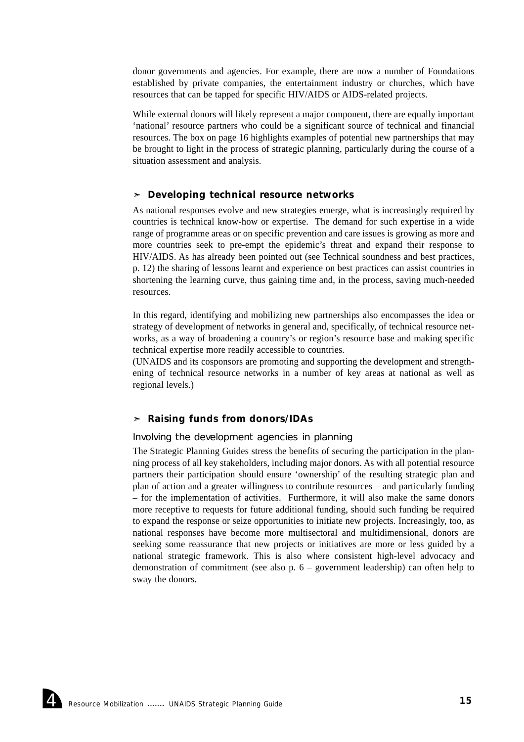donor governments and agencies. For example, there are now a number of Foundations established by private companies, the entertainment industry or churches, which have resources that can be tapped for specific HIV/AIDS or AIDS-related projects.

While external donors will likely represent a major component, there are equally important 'national' resource partners who could be a significant source of technical and financial resources. The box on page 16 highlights examples of potential new partnerships that may be brought to light in the process of strategic planning, particularly during the course of a situation assessment and analysis.

### ➢ Developing technical resource networks

As national responses evolve and new strategies emerge, what is increasingly required by countries is technical know-how or expertise. The demand for such expertise in a wide range of programme areas or on specific prevention and care issues is growing as more and more countries seek to pre-empt the epidemic's threat and expand their response to HIV/AIDS. As has already been pointed out (see Technical soundness and best practices, p. 12) the sharing of lessons learnt and experience on best practices can assist countries in shortening the learning curve, thus gaining time and, in the process, saving much-needed resources.

In this regard, identifying and mobilizing new partnerships also encompasses the idea or strategy of development of networks in general and, specifically, of technical resource networks, as a way of broadening a country's or region's resource base and making specific technical expertise more readily accessible to countries.

(UNAIDS and its cosponsors are promoting and supporting the development and strengthening of technical resource networks in a number of key areas at national as well as regional levels.)

### ➢ Raising funds from donors/IDAs

#### Involving the development agencies in planning

The Strategic Planning Guides stress the benefits of securing the participation in the planning process of all key stakeholders, including major donors. As with all potential resource partners their participation should ensure 'ownership' of the resulting strategic plan and plan of action and a greater willingness to contribute resources – and particularly funding – for the implementation of activities. Furthermore, it will also make the same donors more receptive to requests for future additional funding, should such funding be required to expand the response or seize opportunities to initiate new projects. Increasingly, too, as national responses have become more multisectoral and multidimensional, donors are seeking some reassurance that new projects or initiatives are more or less guided by a national strategic framework. This is also where consistent high-level advocacy and demonstration of commitment (see also p. 6 – government leadership) can often help to sway the donors.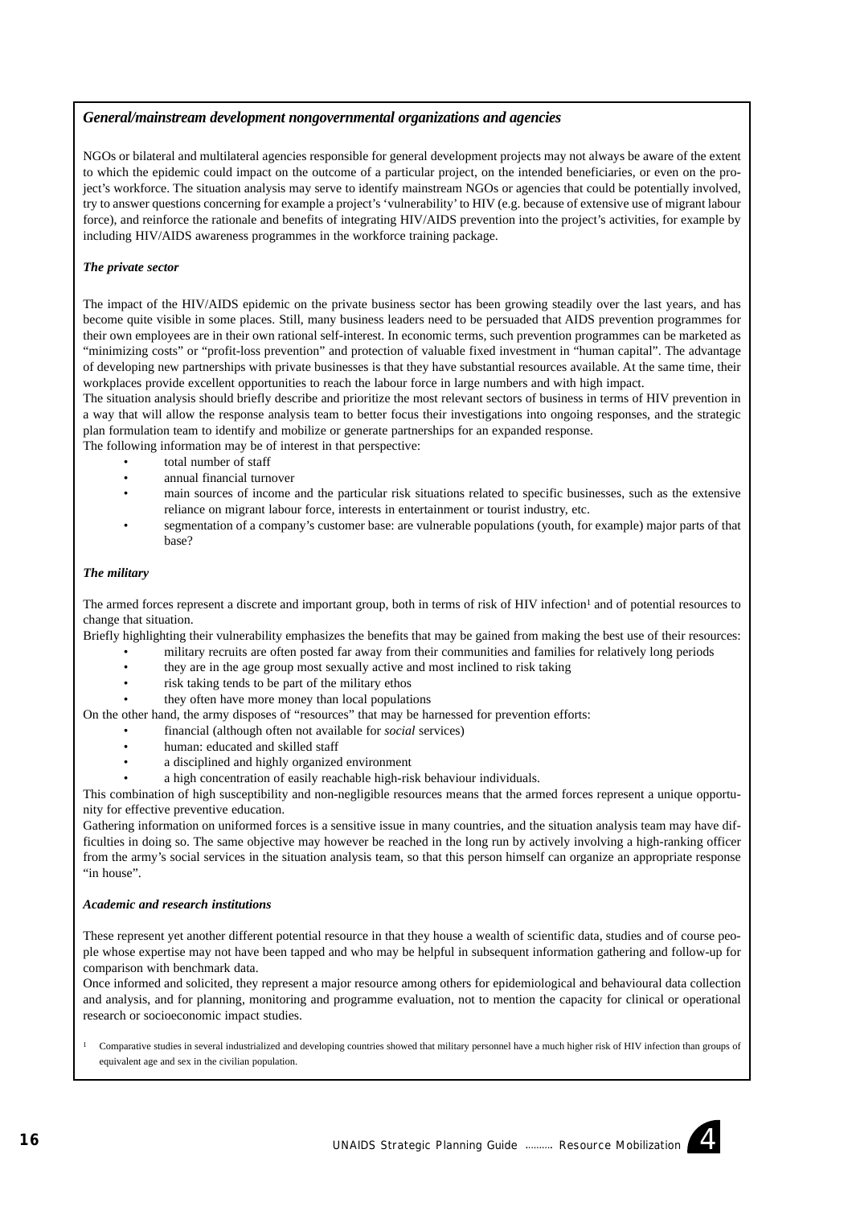### *General/mainstream development nongovernmental organizations and agencies*

NGOs or bilateral and multilateral agencies responsible for general development projects may not always be aware of the extent to which the epidemic could impact on the outcome of a particular project, on the intended beneficiaries, or even on the project's workforce. The situation analysis may serve to identify mainstream NGOs or agencies that could be potentially involved, try to answer questions concerning for example a project's 'vulnerability' to HIV (e.g. because of extensive use of migrant labour force), and reinforce the rationale and benefits of integrating HIV/AIDS prevention into the project's activities, for example by including HIV/AIDS awareness programmes in the workforce training package.

#### *The private sector*

The impact of the HIV/AIDS epidemic on the private business sector has been growing steadily over the last years, and has become quite visible in some places. Still, many business leaders need to be persuaded that AIDS prevention programmes for their own employees are in their own rational self-interest. In economic terms, such prevention programmes can be marketed as "minimizing costs" or "profit-loss prevention" and protection of valuable fixed investment in "human capital". The advantage of developing new partnerships with private businesses is that they have substantial resources available. At the same time, their workplaces provide excellent opportunities to reach the labour force in large numbers and with high impact.

The situation analysis should briefly describe and prioritize the most relevant sectors of business in terms of HIV prevention in a way that will allow the response analysis team to better focus their investigations into ongoing responses, and the strategic plan formulation team to identify and mobilize or generate partnerships for an expanded response.

The following information may be of interest in that perspective:

- total number of staff
- annual financial turnover
- main sources of income and the particular risk situations related to specific businesses, such as the extensive reliance on migrant labour force, interests in entertainment or tourist industry, etc.
- segmentation of a company's customer base: are vulnerable populations (youth, for example) major parts of that base?

#### *The military*

The armed forces represent a discrete and important group, both in terms of risk of HIV infection[1] and of potential resources to change that situation.

Briefly highlighting their vulnerability emphasizes the benefits that may be gained from making the best use of their resources:

- military recruits are often posted far away from their communities and families for relatively long periods
- they are in the age group most sexually active and most inclined to risk taking
- risk taking tends to be part of the military ethos
- they often have more money than local populations

On the other hand, the army disposes of "resources" that may be harnessed for prevention efforts:

- financial (although often not available for *social* services)
- human: educated and skilled staff
- a disciplined and highly organized environment
- a high concentration of easily reachable high-risk behaviour individuals.

This combination of high susceptibility and non-negligible resources means that the armed forces represent a unique opportunity for effective preventive education.

Gathering information on uniformed forces is a sensitive issue in many countries, and the situation analysis team may have difficulties in doing so. The same objective may however be reached in the long run by actively involving a high-ranking officer from the army's social services in the situation analysis team, so that this person himself can organize an appropriate response "in house".

#### *Academic and research institutions*

These represent yet another different potential resource in that they house a wealth of scientific data, studies and of course people whose expertise may not have been tapped and who may be helpful in subsequent information gathering and follow-up for comparison with benchmark data.

Once informed and solicited, they represent a major resource among others for epidemiological and behavioural data collection and analysis, and for planning, monitoring and programme evaluation, not to mention the capacity for clinical or operational research or socioeconomic impact studies.

[1] Comparative studies in several industrialized and developing countries showed that military personnel have a much higher risk of HIV infection than groups of equivalent age and sex in the civilian population.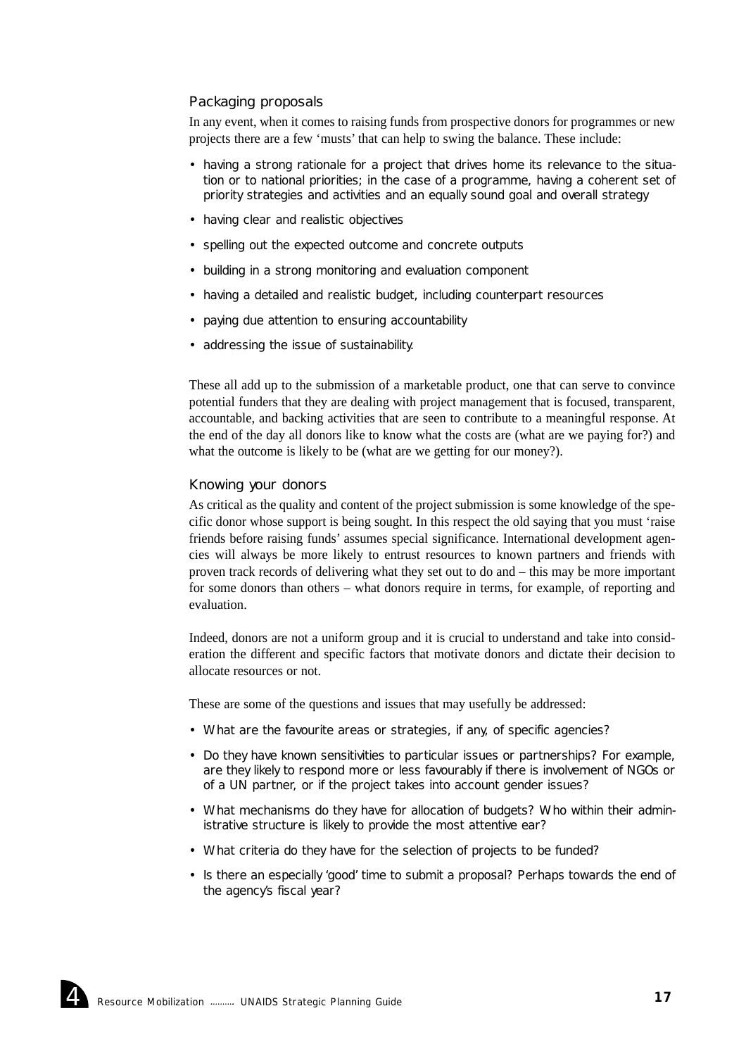### Packaging proposals

In any event, when it comes to raising funds from prospective donors for programmes or new projects there are a few 'musts' that can help to swing the balance. These include:

- having a strong rationale for a project that drives home its relevance to the situation or to national priorities; in the case of a programme, having a coherent set of priority strategies and activities and an equally sound goal and overall strategy
- having clear and realistic objectives
- spelling out the expected outcome and concrete outputs
- building in a strong monitoring and evaluation component
- having a detailed and realistic budget, including counterpart resources
- paying due attention to ensuring accountability
- addressing the issue of sustainability.

These all add up to the submission of a marketable product, one that can serve to convince potential funders that they are dealing with project management that is focused, transparent, accountable, and backing activities that are seen to contribute to a meaningful response. At the end of the day all donors like to know what the costs are (what are we paying for?) and what the outcome is likely to be (what are we getting for our money?).

### Knowing your donors

As critical as the quality and content of the project submission is some knowledge of the specific donor whose support is being sought. In this respect the old saying that you must 'raise friends before raising funds' assumes special significance. International development agencies will always be more likely to entrust resources to known partners and friends with proven track records of delivering what they set out to do and – this may be more important for some donors than others – what donors require in terms, for example, of reporting and evaluation.

Indeed, donors are not a uniform group and it is crucial to understand and take into consideration the different and specific factors that motivate donors and dictate their decision to allocate resources or not.

These are some of the questions and issues that may usefully be addressed:

- What are the favourite areas or strategies, if any, of specific agencies?
- Do they have known sensitivities to particular issues or partnerships? For example, are they likely to respond more or less favourably if there is involvement of NGOs or of a UN partner, or if the project takes into account gender issues?
- What mechanisms do they have for allocation of budgets? Who within their administrative structure is likely to provide the most attentive ear?
- What criteria do they have for the selection of projects to be funded?
- Is there an especially 'good' time to submit a proposal? Perhaps towards the end of the agency's fiscal year?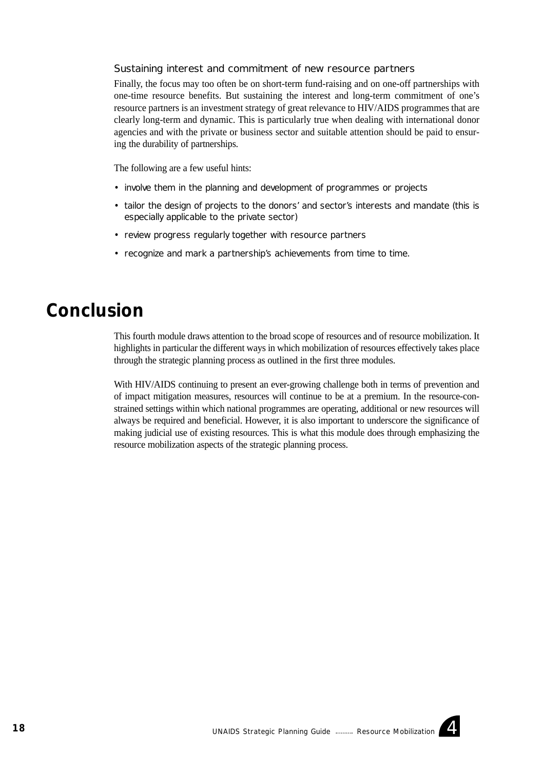### Sustaining interest and commitment of new resource partners

Finally, the focus may too often be on short-term fund-raising and on one-off partnerships with one-time resource benefits. But sustaining the interest and long-term commitment of one's resource partners is an investment strategy of great relevance to HIV/AIDS programmes that are clearly long-term and dynamic. This is particularly true when dealing with international donor agencies and with the private or business sector and suitable attention should be paid to ensuring the durability of partnerships.

The following are a few useful hints:

- involve them in the planning and development of programmes or projects
- tailor the design of projects to the donors' and sector's interests and mandate (this is especially applicable to the private sector)
- review progress regularly together with resource partners
- recognize and mark a partnership's achievements from time to time.

# Conclusion

This fourth module draws attention to the broad scope of resources and of resource mobilization. It highlights in particular the different ways in which mobilization of resources effectively takes place through the strategic planning process as outlined in the first three modules.

With HIV/AIDS continuing to present an ever-growing challenge both in terms of prevention and of impact mitigation measures, resources will continue to be at a premium. In the resource-constrained settings within which national programmes are operating, additional or new resources will always be required and beneficial. However, it is also important to underscore the significance of making judicial use of existing resources. This is what this module does through emphasizing the resource mobilization aspects of the strategic planning process.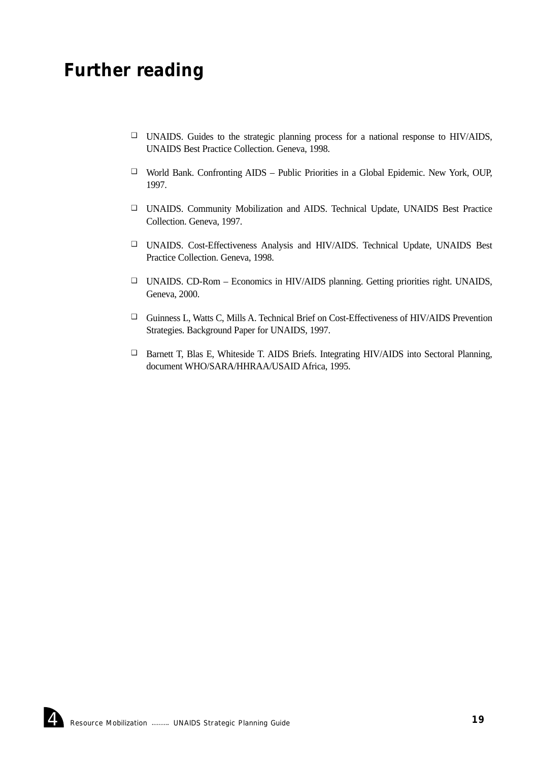# Further reading

- UNAIDS. Guides to the strategic planning process for a national response to HIV/AIDS, UNAIDS Best Practice Collection. Geneva, 1998.
- World Bank. Confronting AIDS – Public Priorities in a Global Epidemic. New York, OUP, 1997.
- UNAIDS. Community Mobilization and AIDS. Technical Update, UNAIDS Best Practice Collection. Geneva, 1997.
- UNAIDS. Cost-Effectiveness Analysis and HIV/AIDS. Technical Update, UNAIDS Best Practice Collection. Geneva, 1998.
- UNAIDS. CD-Rom – Economics in HIV/AIDS planning. Getting priorities right. UNAIDS, Geneva, 2000.
- Guinness L, Watts C, Mills A. Technical Brief on Cost-Effectiveness of HIV/AIDS Prevention Strategies. Background Paper for UNAIDS, 1997.
- Barnett T, Blas E, Whiteside T. AIDS Briefs. Integrating HIV/AIDS into Sectoral Planning, document WHO/SARA/HHRAA/USAID Africa, 1995.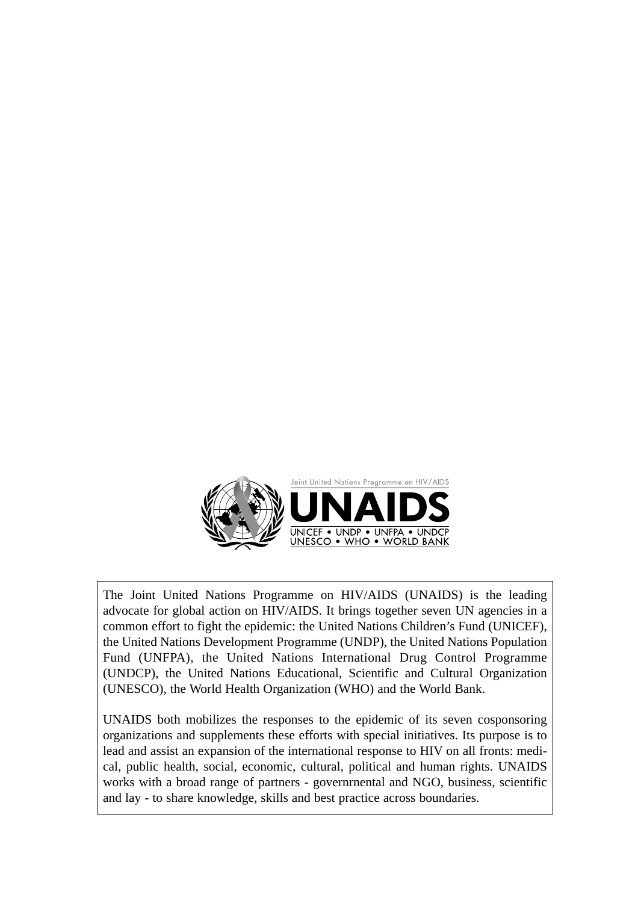Joint United Nations Programme on HIV/AIDS

UNAIDS

UNICEF • UNDP • UNFPA • UNDCP
UNESCO • WHO • WORLD BANK

The Joint United Nations Programme on HIV/AIDS (UNAIDS) is the leading advocate for global action on HIV/AIDS. It brings together seven UN agencies in a common effort to fight the epidemic: the United Nations Children's Fund (UNICEF), the United Nations Development Programme (UNDP), the United Nations Population Fund (UNFPA), the United Nations International Drug Control Programme (UNDCP), the United Nations Educational, Scientific and Cultural Organization (UNESCO), the World Health Organization (WHO) and the World Bank.

UNAIDS both mobilizes the responses to the epidemic of its seven cosponsoring organizations and supplements these efforts with special initiatives. Its purpose is to lead and assist an expansion of the international response to HIV on all fronts: medical, public health, social, economic, cultural, political and human rights. UNAIDS works with a broad range of partners - governrnental and NGO, business, scientific and lay - to share knowledge, skills and best practice across boundaries.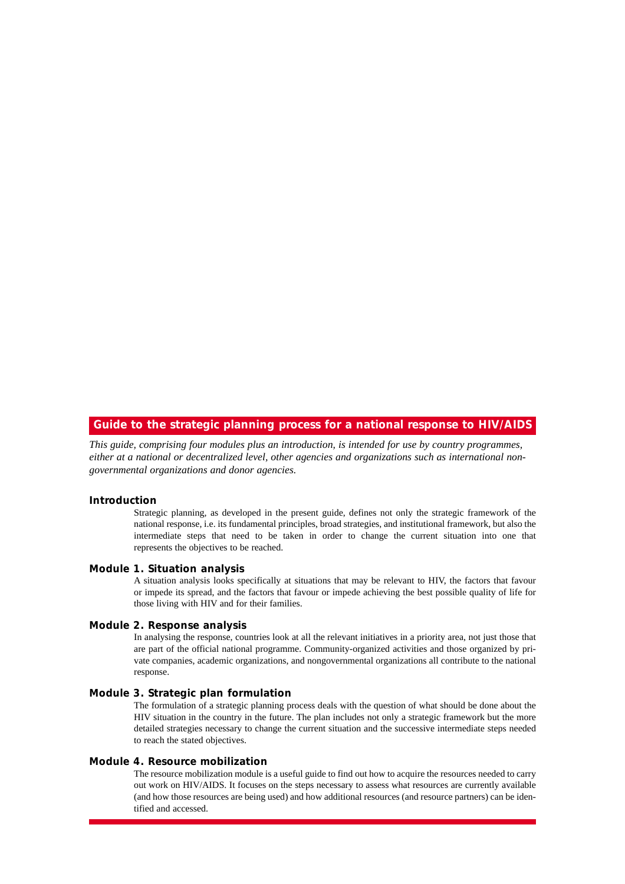## Guide to the strategic planning process for a national response to HIV/AIDS

*This guide, comprising four modules plus an introduction, is intended for use by country programmes, either at a national or decentralized level, other agencies and organizations such as international non-governmental organizations and donor agencies.*

### Introduction

Strategic planning, as developed in the present guide, defines not only the strategic framework of the national response, i.e. its fundamental principles, broad strategies, and institutional framework, but also the intermediate steps that need to be taken in order to change the current situation into one that represents the objectives to be reached.

### Module 1. Situation analysis

A situation analysis looks specifically at situations that may be relevant to HIV, the factors that favour or impede its spread, and the factors that favour or impede achieving the best possible quality of life for those living with HIV and for their families.

### Module 2. Response analysis

In analysing the response, countries look at all the relevant initiatives in a priority area, not just those that are part of the official national programme. Community-organized activities and those organized by private companies, academic organizations, and nongovernmental organizations all contribute to the national response.

### Module 3. Strategic plan formulation

The formulation of a strategic planning process deals with the question of what should be done about the HIV situation in the country in the future. The plan includes not only a strategic framework but the more detailed strategies necessary to change the current situation and the successive intermediate steps needed to reach the stated objectives.

### Module 4. Resource mobilization

The resource mobilization module is a useful guide to find out how to acquire the resources needed to carry out work on HIV/AIDS. It focuses on the steps necessary to assess what resources are currently available (and how those resources are being used) and how additional resources (and resource partners) can be identified and accessed.